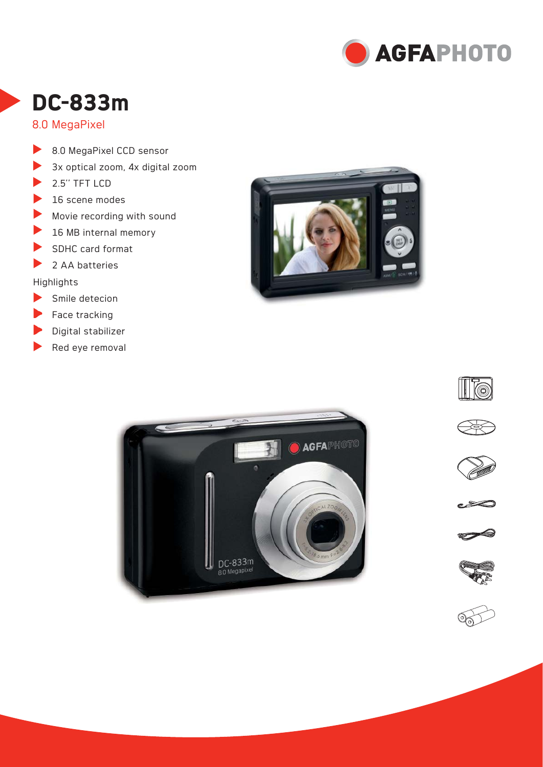AGFAPHOTO

# DC-833m

8.0 MegaPixel

- 8.0 MegaPixel CCD sensor
- 3x optical zoom, 4x digital zoom
- 2.5'' TFT LCD
- 16 scene modes
- Movie recording with sound
- 16 MB internal memory
- SDHC card format
- 2 AA batteries

Highlights

- Smile detecion
- Face tracking
- Digital stabilizer
- Red eye removal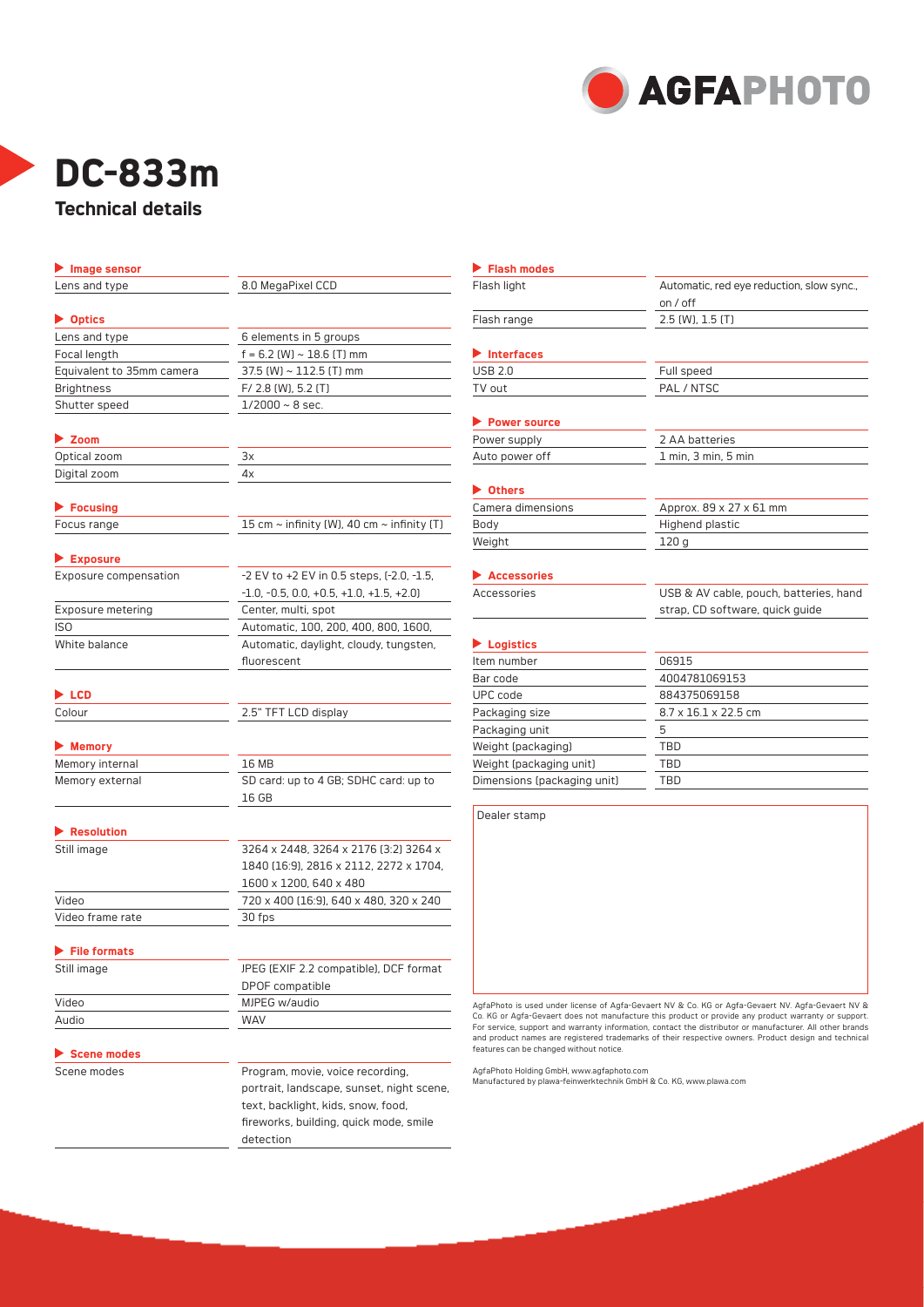AGFAPHOTO

# DC-833m

## Technical details

### Image sensor

| | |
|---|---|
| Lens and type | 8.0 MegaPixel CCD |

### Optics

| | |
|---|---|
| Lens and type | 6 elements in 5 groups |
| Focal length | f = 6.2 (W) ~ 18.6 (T) mm |
| Equivalent to 35mm camera | 37.5 (W) ~ 112.5 (T) mm |
| Brightness | F/ 2.8 (W), 5.2 (T) |
| Shutter speed | 1/2000 ~ 8 sec. |

### Zoom

| | |
|---|---|
| Optical zoom | 3x |
| Digital zoom | 4x |

### Focusing

| | |
|---|---|
| Focus range | 15 cm ~ infinity (W), 40 cm ~ infinity (T) |

### Exposure

| | |
|---|---|
| Exposure compensation | -2 EV to +2 EV in 0.5 steps, (-2.0, -1.5, -1.0, -0.5, 0.0, +0.5, +1.0, +1.5, +2.0) |
| Exposure metering | Center, multi, spot |
| ISO | Automatic, 100, 200, 400, 800, 1600, |
| White balance | Automatic, daylight, cloudy, tungsten, fluorescent |

### LCD

| | |
|---|---|
| Colour | 2.5" TFT LCD display |

### Memory

| | |
|---|---|
| Memory internal | 16 MB |
| Memory external | SD card: up to 4 GB; SDHC card: up to 16 GB |

### Resolution

| | |
|---|---|
| Still image | 3264 x 2448, 3264 x 2176 (3:2) 3264 x 1840 (16:9), 2816 x 2112, 2272 x 1704, 1600 x 1200, 640 x 480 |
| Video | 720 x 400 (16:9), 640 x 480, 320 x 240 |
| Video frame rate | 30 fps |

### File formats

| | |
|---|---|
| Still image | JPEG (EXIF 2.2 compatible), DCF format DPOF compatible |
| Video | MJPEG w/audio |
| Audio | WAV |

### Scene modes

| | |
|---|---|
| Scene modes | Program, movie, voice recording, portrait, landscape, sunset, night scene, text, backlight, kids, snow, food, fireworks, building, quick mode, smile detection |

### Flash modes

| | |
|---|---|
| Flash light | Automatic, red eye reduction, slow sync., on / off |
| Flash range | 2.5 (W), 1.5 (T) |

### Interfaces

| | |
|---|---|
| USB 2.0 | Full speed |
| TV out | PAL / NTSC |

### Power source

| | |
|---|---|
| Power supply | 2 AA batteries |
| Auto power off | 1 min, 3 min, 5 min |

### Others

| | |
|---|---|
| Camera dimensions | Approx. 89 x 27 x 61 mm |
| Body | Highend plastic |
| Weight | 120 g |

### Accessories

| | |
|---|---|
| Accessories | USB & AV cable, pouch, batteries, hand strap, CD software, quick guide |

### Logistics

| | |
|---|---|
| Item number | 06915 |
| Bar code | 4004781069153 |
| UPC code | 884375069158 |
| Packaging size | 8.7 x 16.1 x 22.5 cm |
| Packaging unit | 5 |
| Weight (packaging) | TBD |
| Weight (packaging unit) | TBD |
| Dimensions (packaging unit) | TBD |

Dealer stamp

AgfaPhoto is used under license of Agfa-Gevaert NV & Co. KG or Agfa-Gevaert NV. Agfa-Gevaert NV & Co. KG or Agfa-Gevaert does not manufacture this product or provide any product warranty or support. For service, support and warranty information, contact the distributor or manufacturer. All other brands and product names are registered trademarks of their respective owners. Product design and technical features can be changed without notice.

AgfaPhoto Holding GmbH, www.agfaphoto.com
Manufactured by plawa-feinwerktechnik GmbH & Co. KG, www.plawa.com